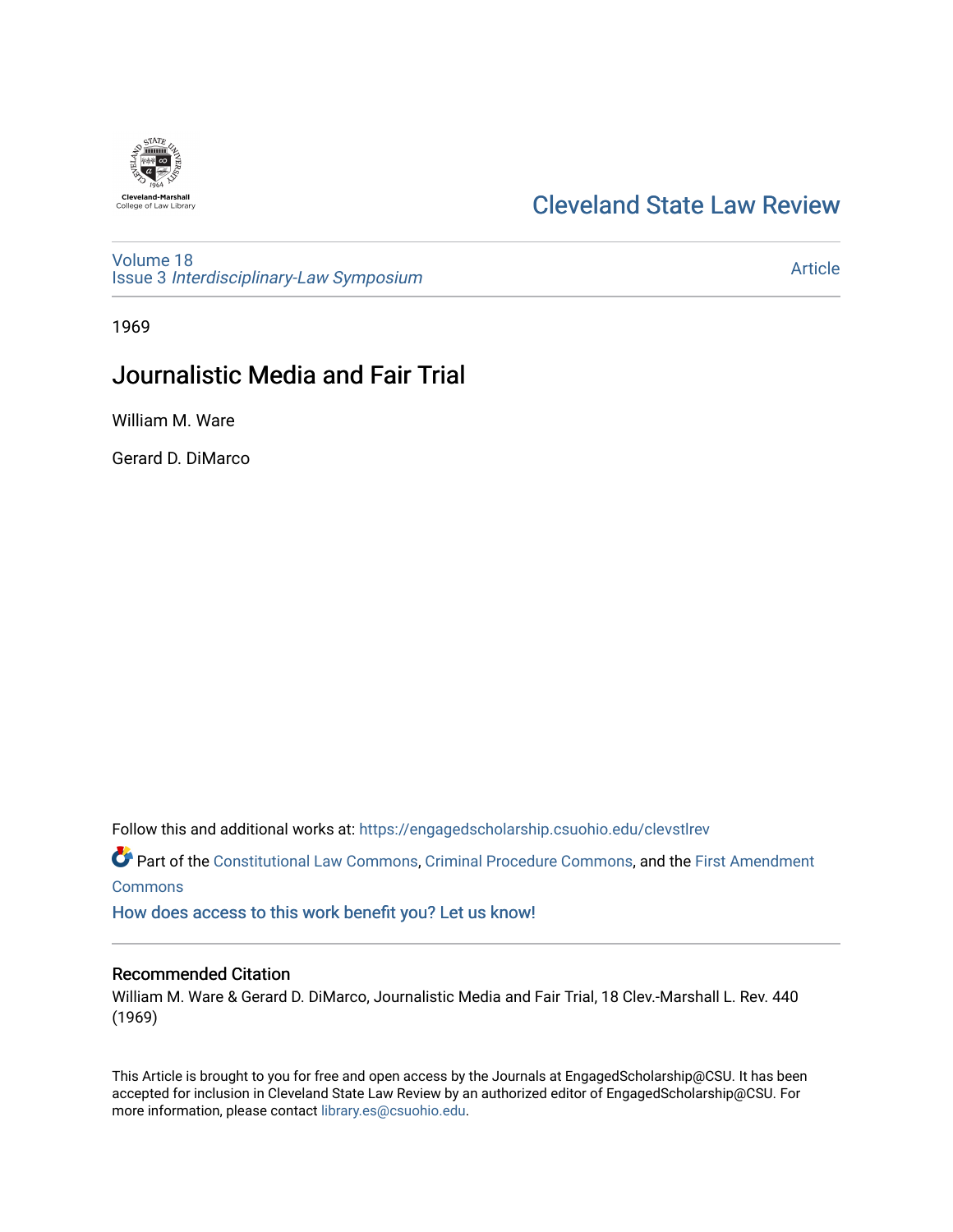Cleveland-Marshall
College of Law Library

# Cleveland State Law Review

Volume 18
Issue 3 *Interdisciplinary-Law Symposium*

Article

1969

## Journalistic Media and Fair Trial

William M. Ware

Gerard D. DiMarco

Follow this and additional works at: https://engagedscholarship.csuohio.edu/clevstlrev

Part of the Constitutional Law Commons, Criminal Procedure Commons, and the First Amendment Commons

How does access to this work benefit you? Let us know!

### Recommended Citation

William M. Ware & Gerard D. DiMarco, Journalistic Media and Fair Trial, 18 Clev.-Marshall L. Rev. 440 (1969)

This Article is brought to you for free and open access by the Journals at EngagedScholarship@CSU. It has been accepted for inclusion in Cleveland State Law Review by an authorized editor of EngagedScholarship@CSU. For more information, please contact library.es@csuohio.edu.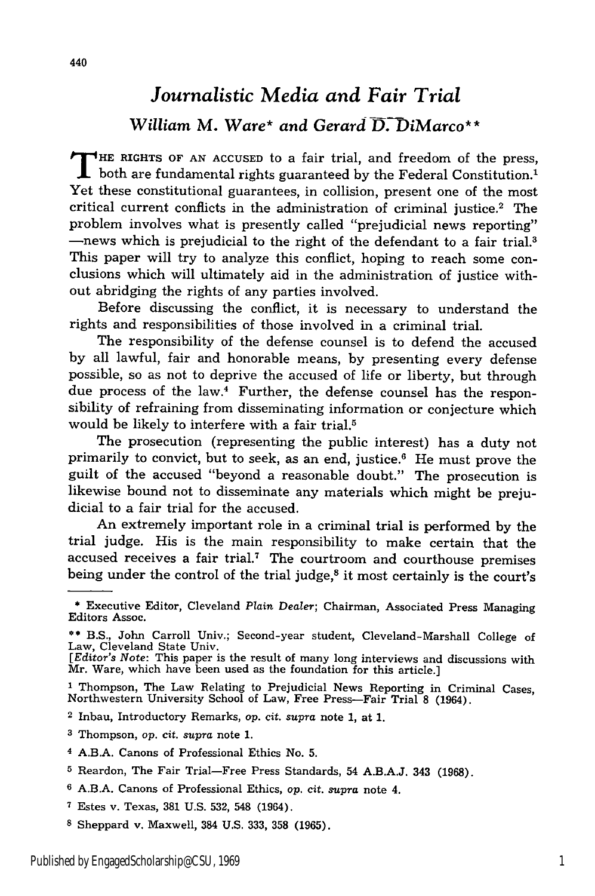# *Journalistic Media and Fair Trial*

### *William M. Ware\* and Gerard D. DiMarco\*\**

THE RIGHTS OF AN ACCUSED to a fair trial, and freedom of the press, both are fundamental rights guaranteed by the Federal Constitution.[1] Yet these constitutional guarantees, in collision, present one of the most critical current conflicts in the administration of criminal justice.[2] The problem involves what is presently called "prejudicial news reporting" —news which is prejudicial to the right of the defendant to a fair trial.[3] This paper will try to analyze this conflict, hoping to reach some conclusions which will ultimately aid in the administration of justice without abridging the rights of any parties involved.

Before discussing the conflict, it is necessary to understand the rights and responsibilities of those involved in a criminal trial.

The responsibility of the defense counsel is to defend the accused by all lawful, fair and honorable means, by presenting every defense possible, so as not to deprive the accused of life or liberty, but through due process of the law.[4] Further, the defense counsel has the responsibility of refraining from disseminating information or conjecture which would be likely to interfere with a fair trial.[5]

The prosecution (representing the public interest) has a duty not primarily to convict, but to seek, as an end, justice.[6] He must prove the guilt of the accused "beyond a reasonable doubt." The prosecution is likewise bound not to disseminate any materials which might be prejudicial to a fair trial for the accused.

An extremely important role in a criminal trial is performed by the trial judge. His is the main responsibility to make certain that the accused receives a fair trial.[7] The courtroom and courthouse premises being under the control of the trial judge,[8] it most certainly is the court's

---

\* Executive Editor, Cleveland *Plain Dealer*; Chairman, Associated Press Managing Editors Assoc.

\*\* B.S., John Carroll Univ.; Second-year student, Cleveland-Marshall College of Law, Cleveland State Univ.

[*Editor's Note*: This paper is the result of many long interviews and discussions with Mr. Ware, which have been used as the foundation for this article.]

1 Thompson, The Law Relating to Prejudicial News Reporting in Criminal Cases, Northwestern University School of Law, Free Press—Fair Trial 8 (1964).

2 Inbau, Introductory Remarks, *op. cit. supra* note 1, at 1.

3 Thompson, *op. cit. supra* note 1.

4 A.B.A. Canons of Professional Ethics No. 5.

5 Reardon, The Fair Trial—Free Press Standards, 54 A.B.A.J. 343 (1968).

6 A.B.A. Canons of Professional Ethics, *op. cit. supra* note 4.

7 Estes v. Texas, 381 U.S. 532, 548 (1964).

8 Sheppard v. Maxwell, 384 U.S. 333, 358 (1965).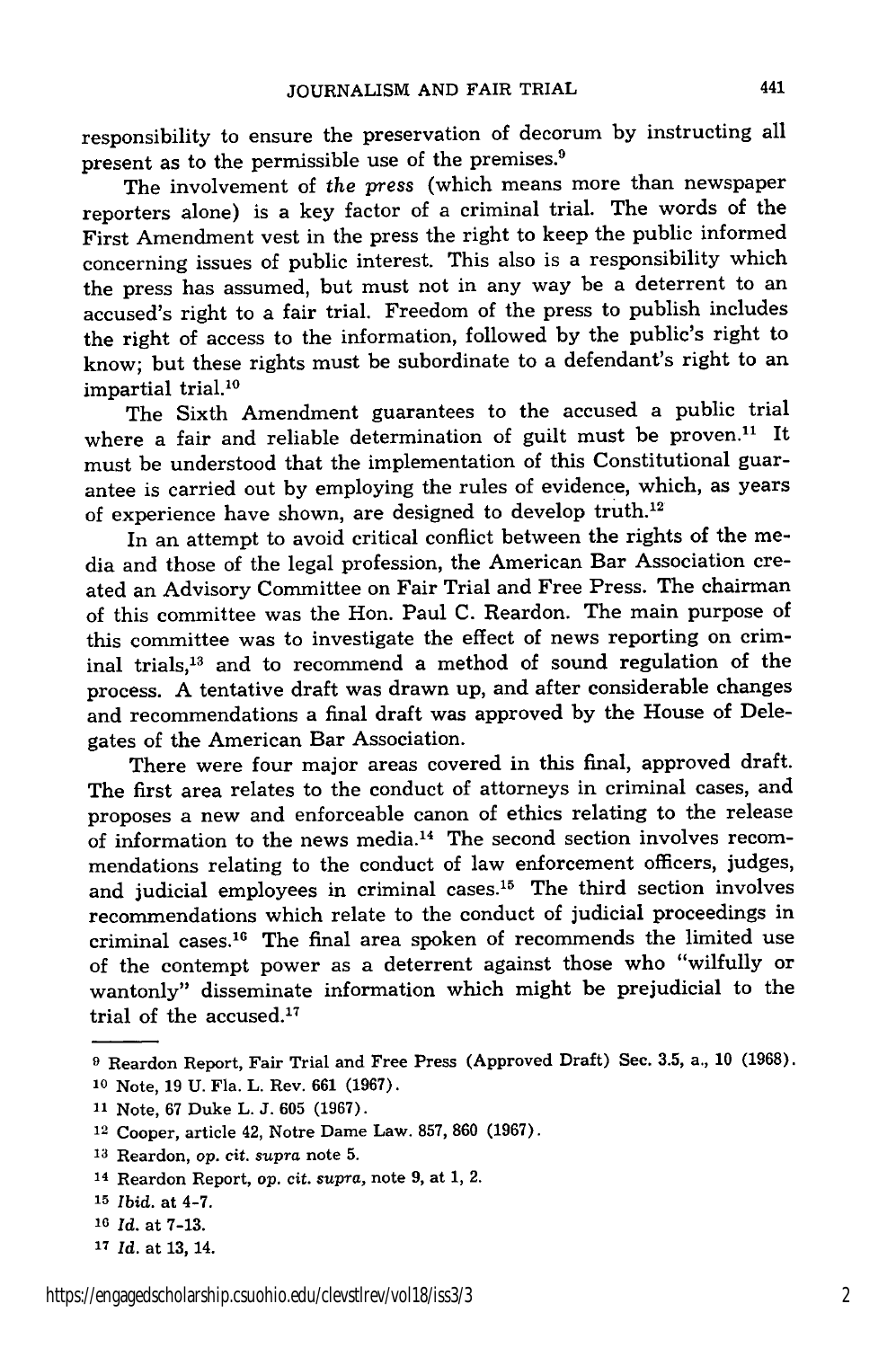responsibility to ensure the preservation of decorum by instructing all present as to the permissible use of the premises.[9]

The involvement of *the press* (which means more than newspaper reporters alone) is a key factor of a criminal trial. The words of the First Amendment vest in the press the right to keep the public informed concerning issues of public interest. This also is a responsibility which the press has assumed, but must not in any way be a deterrent to an accused's right to a fair trial. Freedom of the press to publish includes the right of access to the information, followed by the public's right to know; but these rights must be subordinate to a defendant's right to an impartial trial.[10]

The Sixth Amendment guarantees to the accused a public trial where a fair and reliable determination of guilt must be proven.[11] It must be understood that the implementation of this Constitutional guarantee is carried out by employing the rules of evidence, which, as years of experience have shown, are designed to develop truth.[12]

In an attempt to avoid critical conflict between the rights of the media and those of the legal profession, the American Bar Association created an Advisory Committee on Fair Trial and Free Press. The chairman of this committee was the Hon. Paul C. Reardon. The main purpose of this committee was to investigate the effect of news reporting on criminal trials,[13] and to recommend a method of sound regulation of the process. A tentative draft was drawn up, and after considerable changes and recommendations a final draft was approved by the House of Delegates of the American Bar Association.

There were four major areas covered in this final, approved draft. The first area relates to the conduct of attorneys in criminal cases, and proposes a new and enforceable canon of ethics relating to the release of information to the news media.[14] The second section involves recommendations relating to the conduct of law enforcement officers, judges, and judicial employees in criminal cases.[15] The third section involves recommendations which relate to the conduct of judicial proceedings in criminal cases.[16] The final area spoken of recommends the limited use of the contempt power as a deterrent against those who "wilfully or wantonly" disseminate information which might be prejudicial to the trial of the accused.[17]

---

9 Reardon Report, Fair Trial and Free Press (Approved Draft) Sec. 3.5, a., 10 (1968).

10 Note, 19 U. Fla. L. Rev. 661 (1967).

11 Note, 67 Duke L. J. 605 (1967).

12 Cooper, article 42, Notre Dame Law. 857, 860 (1967).

13 Reardon, *op. cit. supra* note 5.

14 Reardon Report, *op. cit. supra*, note 9, at 1, 2.

15 *Ibid.* at 4-7.

16 *Id.* at 7-13.

17 *Id.* at 13, 14.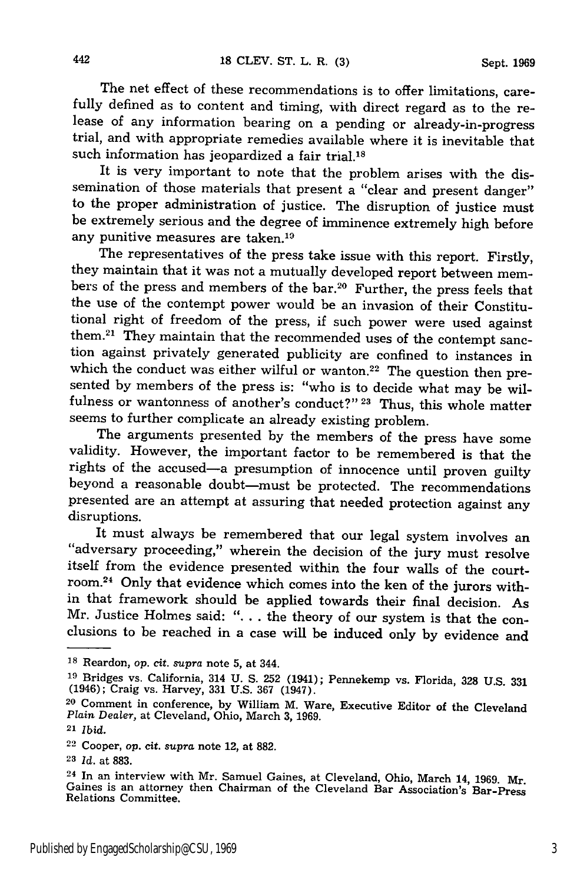The net effect of these recommendations is to offer limitations, carefully defined as to content and timing, with direct regard as to the release of any information bearing on a pending or already-in-progress trial, and with appropriate remedies available where it is inevitable that such information has jeopardized a fair trial.[18]

It is very important to note that the problem arises with the dissemination of those materials that present a "clear and present danger" to the proper administration of justice. The disruption of justice must be extremely serious and the degree of imminence extremely high before any punitive measures are taken.[19]

The representatives of the press take issue with this report. Firstly, they maintain that it was not a mutually developed report between members of the press and members of the bar.[20] Further, the press feels that the use of the contempt power would be an invasion of their Constitutional right of freedom of the press, if such power were used against them.[21] They maintain that the recommended uses of the contempt sanction against privately generated publicity are confined to instances in which the conduct was either wilful or wanton.[22] The question then presented by members of the press is: "who is to decide what may be wilfulness or wantonness of another's conduct?"[23] Thus, this whole matter seems to further complicate an already existing problem.

The arguments presented by the members of the press have some validity. However, the important factor to be remembered is that the rights of the accused—a presumption of innocence until proven guilty beyond a reasonable doubt—must be protected. The recommendations presented are an attempt at assuring that needed protection against any disruptions.

It must always be remembered that our legal system involves an "adversary proceeding," wherein the decision of the jury must resolve itself from the evidence presented within the four walls of the courtroom.[24] Only that evidence which comes into the ken of the jurors within that framework should be applied towards their final decision. As Mr. Justice Holmes said: ". . . the theory of our system is that the conclusions to be reached in a case will be induced only by evidence and

---

[18] Reardon, *op. cit. supra* note 5, at 344.

[19] Bridges vs. California, 314 U. S. 252 (1941); Pennekemp vs. Florida, 328 U.S. 331 (1946); Craig vs. Harvey, 331 U.S. 367 (1947).

[20] Comment in conference, by William M. Ware, Executive Editor of the Cleveland *Plain Dealer*, at Cleveland, Ohio, March 3, 1969.

[21] *Ibid.*

[22] Cooper, *op. cit. supra* note 12, at 882.

[23] *Id.* at 883.

[24] In an interview with Mr. Samuel Gaines, at Cleveland, Ohio, March 14, 1969. Mr. Gaines is an attorney then Chairman of the Cleveland Bar Association's Bar-Press Relations Committee.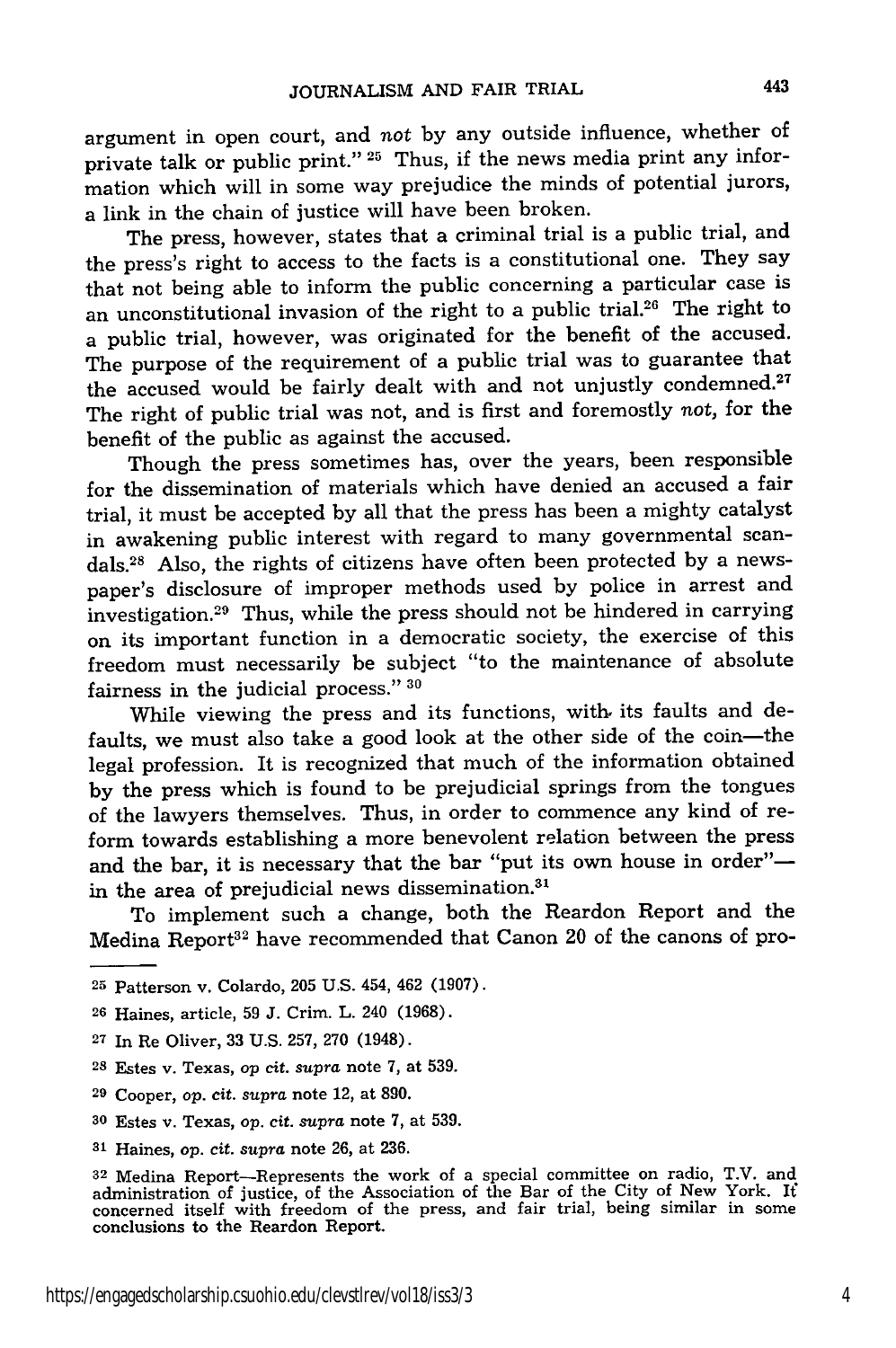argument in open court, and *not* by any outside influence, whether of private talk or public print."[25] Thus, if the news media print any information which will in some way prejudice the minds of potential jurors, a link in the chain of justice will have been broken.

The press, however, states that a criminal trial is a public trial, and the press's right to access to the facts is a constitutional one. They say that not being able to inform the public concerning a particular case is an unconstitutional invasion of the right to a public trial.[26] The right to a public trial, however, was originated for the benefit of the accused. The purpose of the requirement of a public trial was to guarantee that the accused would be fairly dealt with and not unjustly condemned.[27] The right of public trial was not, and is first and foremostly *not,* for the benefit of the public as against the accused.

Though the press sometimes has, over the years, been responsible for the dissemination of materials which have denied an accused a fair trial, it must be accepted by all that the press has been a mighty catalyst in awakening public interest with regard to many governmental scandals.[28] Also, the rights of citizens have often been protected by a newspaper's disclosure of improper methods used by police in arrest and investigation.[29] Thus, while the press should not be hindered in carrying on its important function in a democratic society, the exercise of this freedom must necessarily be subject "to the maintenance of absolute fairness in the judicial process."[30]

While viewing the press and its functions, with its faults and defaults, we must also take a good look at the other side of the coin—the legal profession. It is recognized that much of the information obtained by the press which is found to be prejudicial springs from the tongues of the lawyers themselves. Thus, in order to commence any kind of reform towards establishing a more benevolent relation between the press and the bar, it is necessary that the bar "put its own house in order"—in the area of prejudicial news dissemination.[31]

To implement such a change, both the Reardon Report and the Medina Report[32] have recommended that Canon 20 of the canons of pro-

---

[25] Patterson v. Colardo, 205 U.S. 454, 462 (1907).

[26] Haines, article, 59 J. Crim. L. 240 (1968).

[27] In Re Oliver, 33 U.S. 257, 270 (1948).

[28] Estes v. Texas, *op cit. supra* note 7, at 539.

[29] Cooper, *op. cit. supra* note 12, at 890.

[30] Estes v. Texas, *op. cit. supra* note 7, at 539.

[31] Haines, *op. cit. supra* note 26, at 236.

[32] Medina Report—Represents the work of a special committee on radio, T.V. and administration of justice, of the Association of the Bar of the City of New York. It concerned itself with freedom of the press, and fair trial, being similar in some conclusions to the Reardon Report.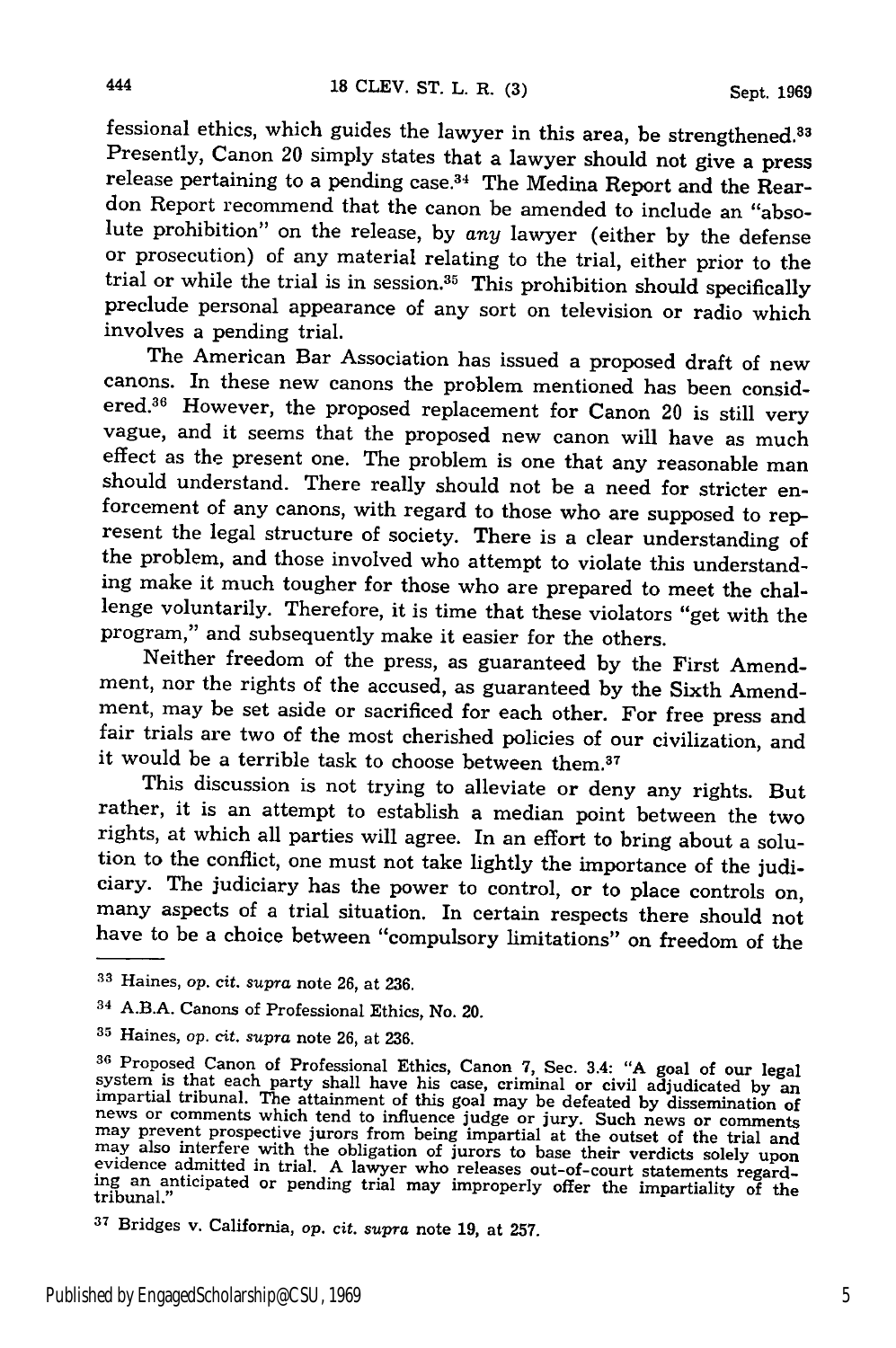fessional ethics, which guides the lawyer in this area, be strengthened.[33] Presently, Canon 20 simply states that a lawyer should not give a press release pertaining to a pending case.[34] The Medina Report and the Reardon Report recommend that the canon be amended to include an "absolute prohibition" on the release, by *any* lawyer (either by the defense or prosecution) of any material relating to the trial, either prior to the trial or while the trial is in session.[35] This prohibition should specifically preclude personal appearance of any sort on television or radio which involves a pending trial.

The American Bar Association has issued a proposed draft of new canons. In these new canons the problem mentioned has been considered.[36] However, the proposed replacement for Canon 20 is still very vague, and it seems that the proposed new canon will have as much effect as the present one. The problem is one that any reasonable man should understand. There really should not be a need for stricter enforcement of any canons, with regard to those who are supposed to represent the legal structure of society. There is a clear understanding of the problem, and those involved who attempt to violate this understanding make it much tougher for those who are prepared to meet the challenge voluntarily. Therefore, it is time that these violators "get with the program," and subsequently make it easier for the others.

Neither freedom of the press, as guaranteed by the First Amendment, nor the rights of the accused, as guaranteed by the Sixth Amendment, may be set aside or sacrificed for each other. For free press and fair trials are two of the most cherished policies of our civilization, and it would be a terrible task to choose between them.[37]

This discussion is not trying to alleviate or deny any rights. But rather, it is an attempt to establish a median point between the two rights, at which all parties will agree. In an effort to bring about a solution to the conflict, one must not take lightly the importance of the judiciary. The judiciary has the power to control, or to place controls on, many aspects of a trial situation. In certain respects there should not have to be a choice between "compulsory limitations" on freedom of the

---

[33] Haines, *op. cit. supra* note 26, at 236.

[34] A.B.A. Canons of Professional Ethics, No. 20.

[35] Haines, *op. cit. supra* note 26, at 236.

[36] Proposed Canon of Professional Ethics, Canon 7, Sec. 3.4: "A goal of our legal system is that each party shall have his case, criminal or civil adjudicated by an impartial tribunal. The attainment of this goal may be defeated by dissemination of news or comments which tend to influence judge or jury. Such news or comments may prevent prospective jurors from being impartial at the outset of the trial and may also interfere with the obligation of jurors to base their verdicts solely upon evidence admitted in trial. A lawyer who releases out-of-court statements regarding an anticipated or pending trial may improperly offer the impartiality of the tribunal."

[37] Bridges v. California, *op. cit. supra* note 19, at 257.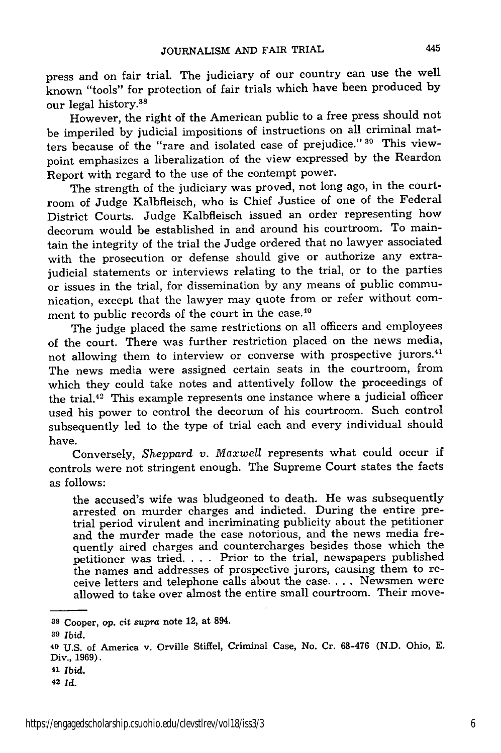press and on fair trial. The judiciary of our country can use the well known "tools" for protection of fair trials which have been produced by our legal history.[38]

However, the right of the American public to a free press should not be imperiled by judicial impositions of instructions on all criminal matters because of the "rare and isolated case of prejudice."[39] This viewpoint emphasizes a liberalization of the view expressed by the Reardon Report with regard to the use of the contempt power.

The strength of the judiciary was proved, not long ago, in the courtroom of Judge Kalbfleisch, who is Chief Justice of one of the Federal District Courts. Judge Kalbfleisch issued an order representing how decorum would be established in and around his courtroom. To maintain the integrity of the trial the Judge ordered that no lawyer associated with the prosecution or defense should give or authorize any extrajudicial statements or interviews relating to the trial, or to the parties or issues in the trial, for dissemination by any means of public communication, except that the lawyer may quote from or refer without comment to public records of the court in the case.[40]

The judge placed the same restrictions on all officers and employees of the court. There was further restriction placed on the news media, not allowing them to interview or converse with prospective jurors.[41] The news media were assigned certain seats in the courtroom, from which they could take notes and attentively follow the proceedings of the trial.[42] This example represents one instance where a judicial officer used his power to control the decorum of his courtroom. Such control subsequently led to the type of trial each and every individual should have.

Conversely, *Sheppard v. Maxwell* represents what could occur if controls were not stringent enough. The Supreme Court states the facts as follows:

> the accused's wife was bludgeoned to death. He was subsequently arrested on murder charges and indicted. During the entire pretrial period virulent and incriminating publicity about the petitioner and the murder made the case notorious, and the news media frequently aired charges and countercharges besides those which the petitioner was tried. . . . Prior to the trial, newspapers published the names and addresses of prospective jurors, causing them to receive letters and telephone calls about the case. . . . Newsmen were allowed to take over almost the entire small courtroom. Their move-

---

[38] Cooper, *op. cit supra* note 12, at 894.

[39] *Ibid.*

[40] U.S. of America v. Orville Stiffel, Criminal Case, No. Cr. 68-476 (N.D. Ohio, E. Div., 1969).

[41] *Ibid.*

[42] *Id.*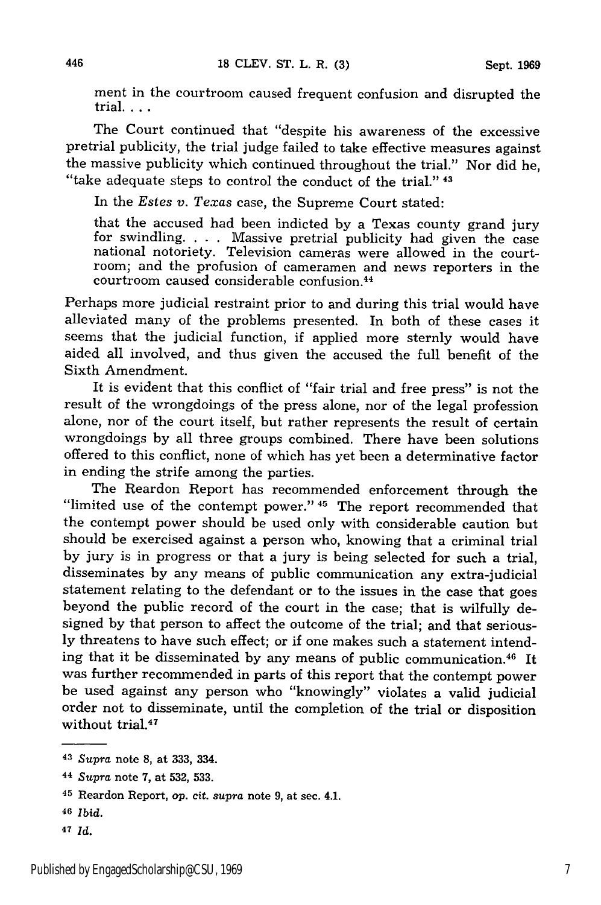ment in the courtroom caused frequent confusion and disrupted the trial. . . .

The Court continued that "despite his awareness of the excessive pretrial publicity, the trial judge failed to take effective measures against the massive publicity which continued throughout the trial." Nor did he, "take adequate steps to control the conduct of the trial." [43]

In the *Estes v. Texas* case, the Supreme Court stated:

> that the accused had been indicted by a Texas county grand jury for swindling. . . . Massive pretrial publicity had given the case national notoriety. Television cameras were allowed in the courtroom; and the profusion of cameramen and news reporters in the courtroom caused considerable confusion.[44]

Perhaps more judicial restraint prior to and during this trial would have alleviated many of the problems presented. In both of these cases it seems that the judicial function, if applied more sternly would have aided all involved, and thus given the accused the full benefit of the Sixth Amendment.

It is evident that this conflict of "fair trial and free press" is not the result of the wrongdoings of the press alone, nor of the legal profession alone, nor of the court itself, but rather represents the result of certain wrongdoings by all three groups combined. There have been solutions offered to this conflict, none of which has yet been a determinative factor in ending the strife among the parties.

The Reardon Report has recommended enforcement through the "limited use of the contempt power." [45] The report recommended that the contempt power should be used only with considerable caution but should be exercised against a person who, knowing that a criminal trial by jury is in progress or that a jury is being selected for such a trial, disseminates by any means of public communication any extra-judicial statement relating to the defendant or to the issues in the case that goes beyond the public record of the court in the case; that is wilfully designed by that person to affect the outcome of the trial; and that seriously threatens to have such effect; or if one makes such a statement intending that it be disseminated by any means of public communication.[46] It was further recommended in parts of this report that the contempt power be used against any person who "knowingly" violates a valid judicial order not to disseminate, until the completion of the trial or disposition without trial.[47]

---

[43] *Supra* note 8, at 333, 334.

[44] *Supra* note 7, at 532, 533.

[45] Reardon Report, *op. cit. supra* note 9, at sec. 4.1.

[46] *Ibid.*

[47] *Id.*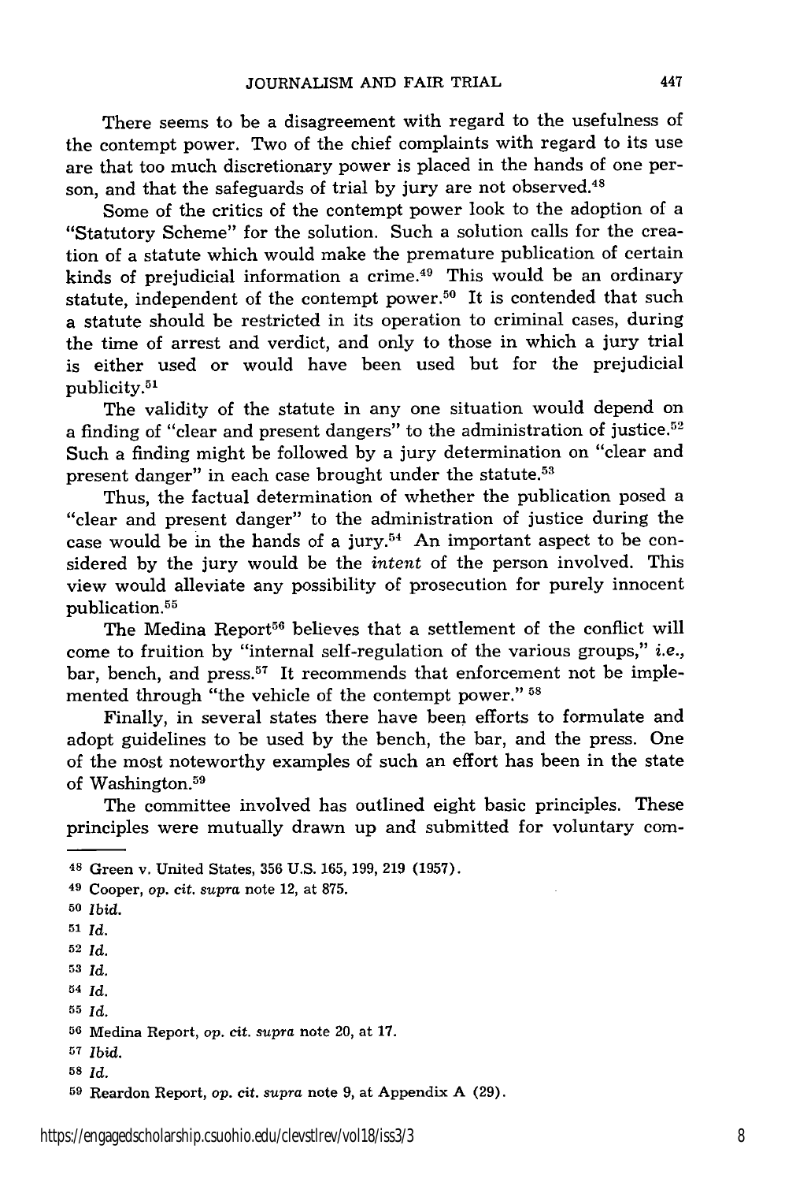There seems to be a disagreement with regard to the usefulness of the contempt power. Two of the chief complaints with regard to its use are that too much discretionary power is placed in the hands of one person, and that the safeguards of trial by jury are not observed.[48]

Some of the critics of the contempt power look to the adoption of a "Statutory Scheme" for the solution. Such a solution calls for the creation of a statute which would make the premature publication of certain kinds of prejudicial information a crime.[49] This would be an ordinary statute, independent of the contempt power.[50] It is contended that such a statute should be restricted in its operation to criminal cases, during the time of arrest and verdict, and only to those in which a jury trial is either used or would have been used but for the prejudicial publicity.[51]

The validity of the statute in any one situation would depend on a finding of "clear and present dangers" to the administration of justice.[52] Such a finding might be followed by a jury determination on "clear and present danger" in each case brought under the statute.[53]

Thus, the factual determination of whether the publication posed a "clear and present danger" to the administration of justice during the case would be in the hands of a jury.[54] An important aspect to be considered by the jury would be the *intent* of the person involved. This view would alleviate any possibility of prosecution for purely innocent publication.[55]

The Medina Report[56] believes that a settlement of the conflict will come to fruition by "internal self-regulation of the various groups," *i.e.*, bar, bench, and press.[57] It recommends that enforcement not be implemented through "the vehicle of the contempt power." [58]

Finally, in several states there have been efforts to formulate and adopt guidelines to be used by the bench, the bar, and the press. One of the most noteworthy examples of such an effort has been in the state of Washington.[59]

The committee involved has outlined eight basic principles. These principles were mutually drawn up and submitted for voluntary com-

---

48 Green v. United States, 356 U.S. 165, 199, 219 (1957).

49 Cooper, *op. cit. supra* note 12, at 875.

50 *Ibid.*

51 *Id.*

52 *Id.*

53 *Id.*

54 *Id.*

55 *Id.*

56 Medina Report, *op. cit. supra* note 20, at 17.

57 *Ibid.*

58 *Id.*

59 Reardon Report, *op. cit. supra* note 9, at Appendix A (29).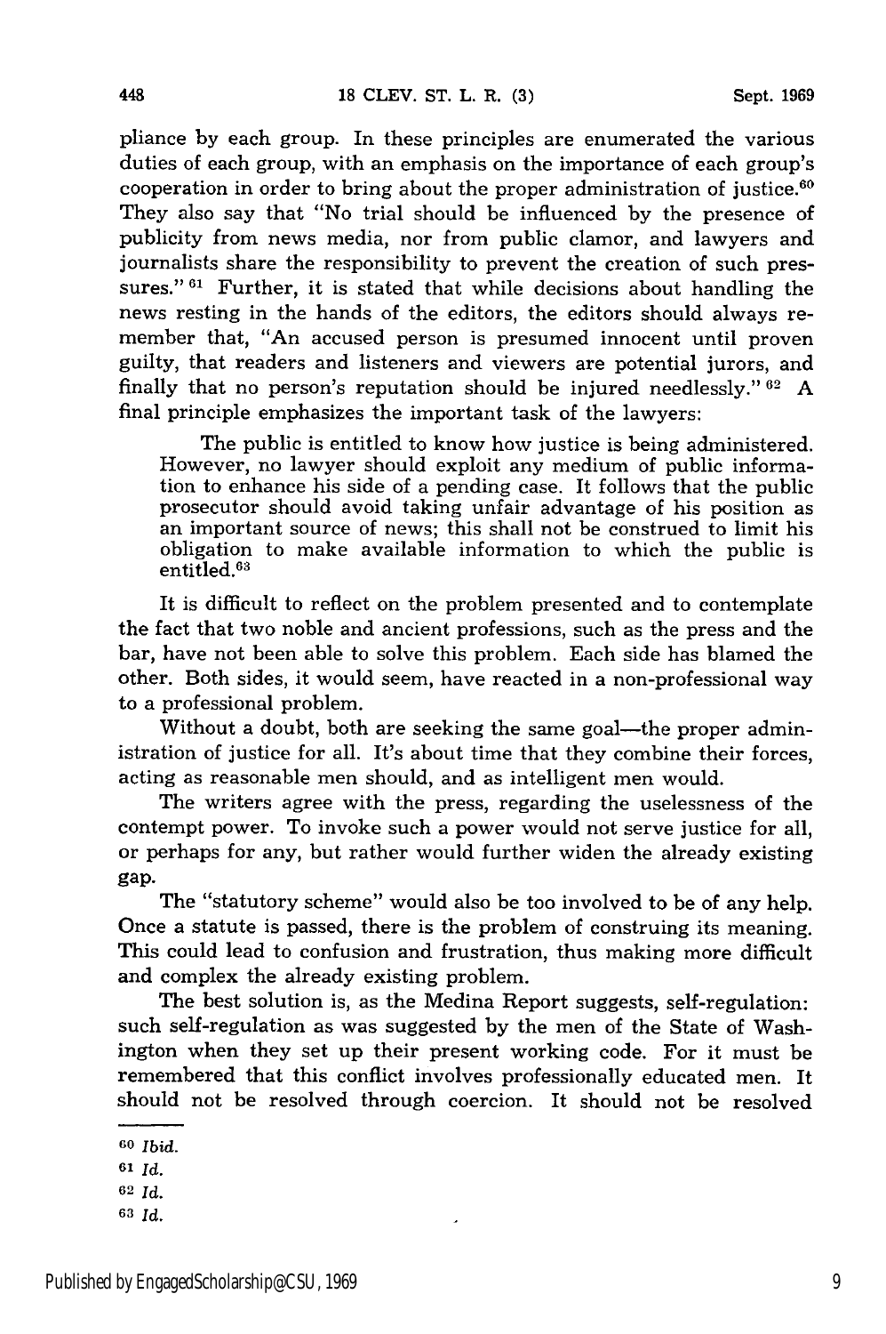pliance by each group. In these principles are enumerated the various duties of each group, with an emphasis on the importance of each group's cooperation in order to bring about the proper administration of justice.[60] They also say that "No trial should be influenced by the presence of publicity from news media, nor from public clamor, and lawyers and journalists share the responsibility to prevent the creation of such pressures."[61] Further, it is stated that while decisions about handling the news resting in the hands of the editors, the editors should always remember that, "An accused person is presumed innocent until proven guilty, that readers and listeners and viewers are potential jurors, and finally that no person's reputation should be injured needlessly."[62] A final principle emphasizes the important task of the lawyers:

> The public is entitled to know how justice is being administered. However, no lawyer should exploit any medium of public information to enhance his side of a pending case. It follows that the public prosecutor should avoid taking unfair advantage of his position as an important source of news; this shall not be construed to limit his obligation to make available information to which the public is entitled.[63]

It is difficult to reflect on the problem presented and to contemplate the fact that two noble and ancient professions, such as the press and the bar, have not been able to solve this problem. Each side has blamed the other. Both sides, it would seem, have reacted in a non-professional way to a professional problem.

Without a doubt, both are seeking the same goal—the proper administration of justice for all. It's about time that they combine their forces, acting as reasonable men should, and as intelligent men would.

The writers agree with the press, regarding the uselessness of the contempt power. To invoke such a power would not serve justice for all, or perhaps for any, but rather would further widen the already existing gap.

The "statutory scheme" would also be too involved to be of any help. Once a statute is passed, there is the problem of construing its meaning. This could lead to confusion and frustration, thus making more difficult and complex the already existing problem.

The best solution is, as the Medina Report suggests, self-regulation: such self-regulation as was suggested by the men of the State of Washington when they set up their present working code. For it must be remembered that this conflict involves professionally educated men. It should not be resolved through coercion. It should not be resolved

---

[60] *Ibid.*

[61] *Id.*

[62] *Id.*

[63] *Id.*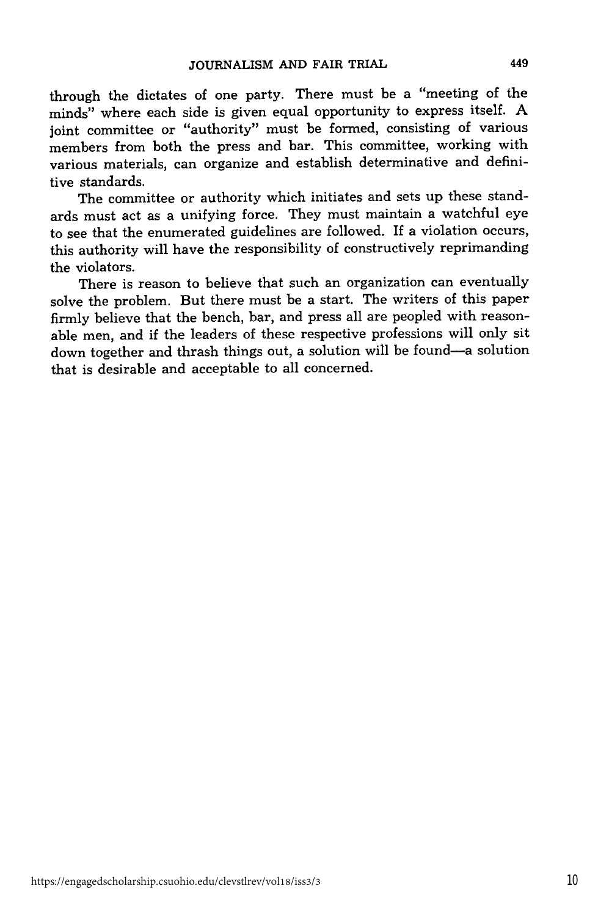through the dictates of one party. There must be a "meeting of the minds" where each side is given equal opportunity to express itself. A joint committee or "authority" must be formed, consisting of various members from both the press and bar. This committee, working with various materials, can organize and establish determinative and definitive standards.

The committee or authority which initiates and sets up these standards must act as a unifying force. They must maintain a watchful eye to see that the enumerated guidelines are followed. If a violation occurs, this authority will have the responsibility of constructively reprimanding the violators.

There is reason to believe that such an organization can eventually solve the problem. But there must be a start. The writers of this paper firmly believe that the bench, bar, and press all are peopled with reasonable men, and if the leaders of these respective professions will only sit down together and thrash things out, a solution will be found—a solution that is desirable and acceptable to all concerned.